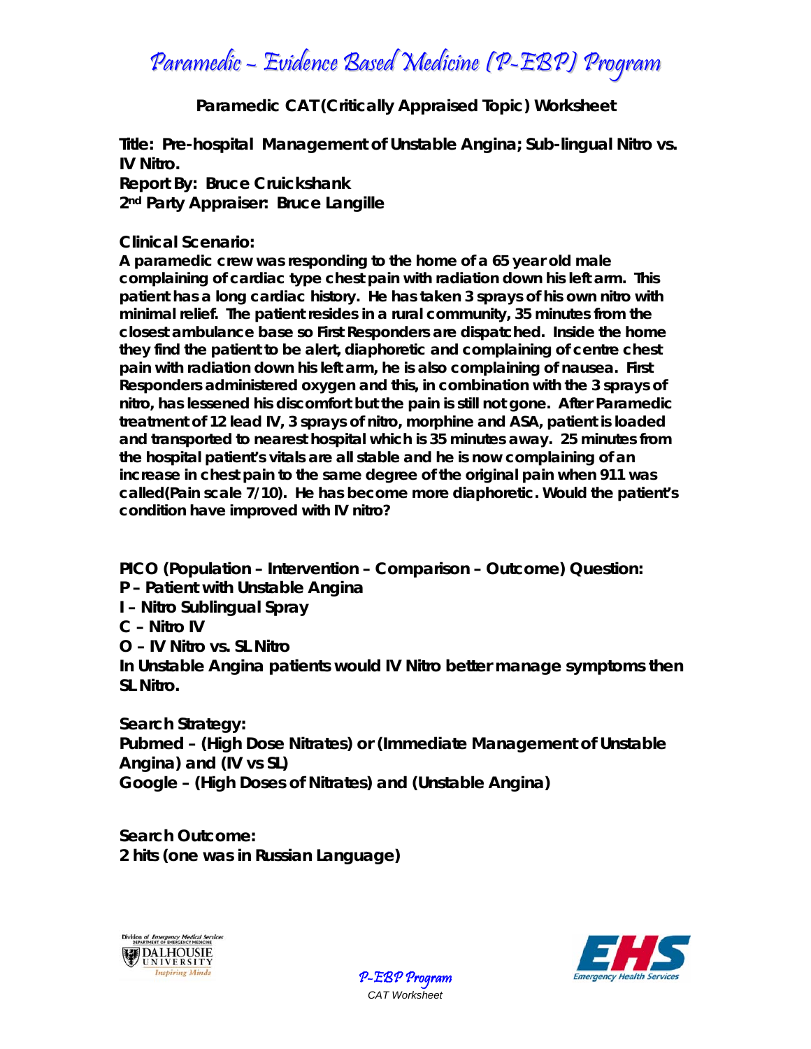# Paramedic – Evidence Based Medicine (P-EBP) Program

## Paramedic CAT (Critically Appraised Topic) Worksheet

**Title: Pre-hospital Management of Unstable Angina; Sub-lingual Nitro vs. IV Nitro.**
**Report By: Bruce Cruickshank**
**2nd Party Appraiser: Bruce Langille**

**Clinical Scenario:**
**A paramedic crew was responding to the home of a 65 year old male complaining of cardiac type chest pain with radiation down his left arm. This patient has a long cardiac history. He has taken 3 sprays of his own nitro with minimal relief. The patient resides in a rural community, 35 minutes from the closest ambulance base so First Responders are dispatched. Inside the home they find the patient to be alert, diaphoretic and complaining of centre chest pain with radiation down his left arm, he is also complaining of nausea. First Responders administered oxygen and this, in combination with the 3 sprays of nitro, has lessened his discomfort but the pain is still not gone. After Paramedic treatment of 12 lead IV, 3 sprays of nitro, morphine and ASA, patient is loaded and transported to nearest hospital which is 35 minutes away. 25 minutes from the hospital patient's vitals are all stable and he is now complaining of an increase in chest pain to the same degree of the original pain when 911 was called(Pain scale 7/10). He has become more diaphoretic. Would the patient's condition have improved with IV nitro?**

**PICO (Population – Intervention – Comparison – Outcome) Question:**
**P – Patient with Unstable Angina**
**I – Nitro Sublingual Spray**
**C – Nitro IV**
**O – IV Nitro vs. SL Nitro**
**In Unstable Angina patients would IV Nitro better manage symptoms then SL Nitro.**

**Search Strategy:**
**Pubmed – (High Dose Nitrates) or (Immediate Management of Unstable Angina) and (IV vs SL)**
**Google – (High Doses of Nitrates) and (Unstable Angina)**

**Search Outcome:**
**2 hits (one was in Russian Language)**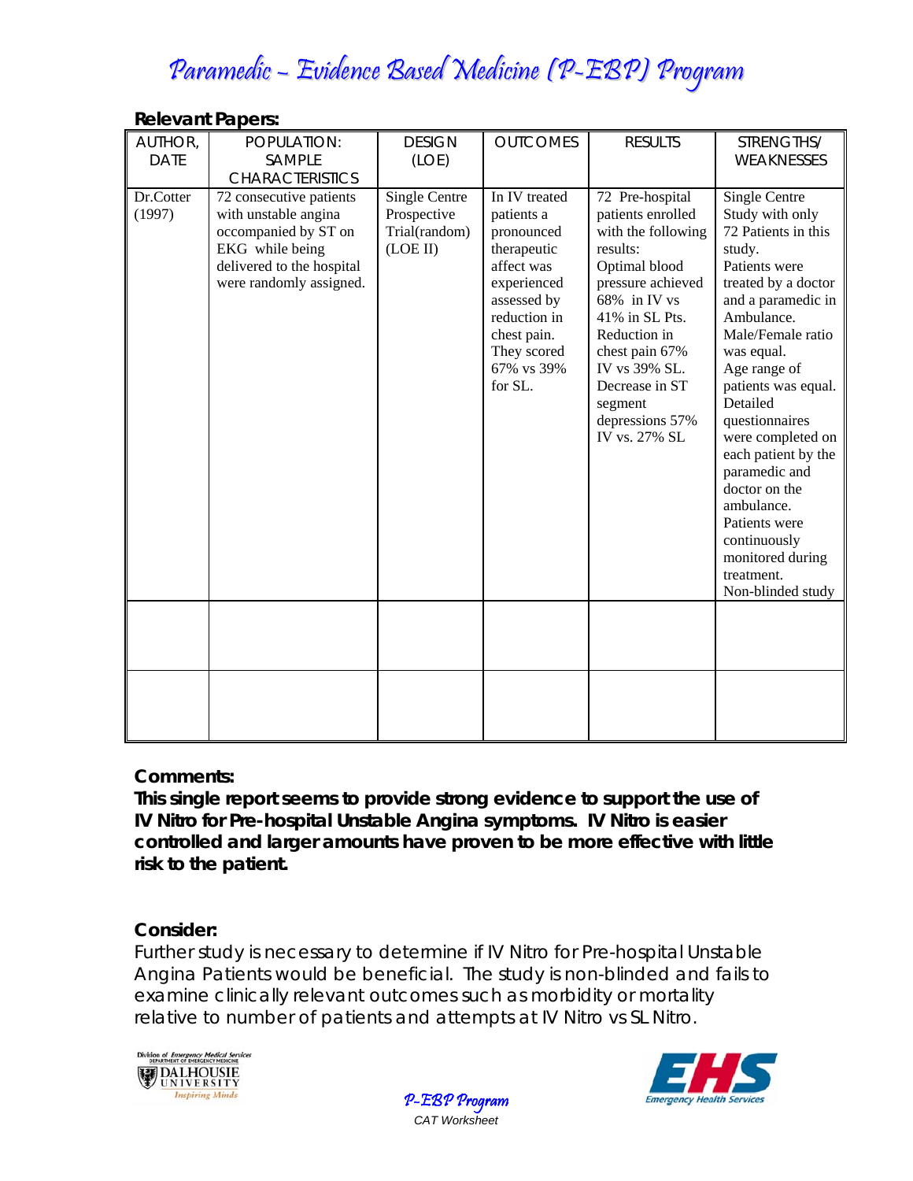# Paramedic – Evidence Based Medicine (P-EBP) Program

**Relevant Papers:**

| AUTHOR, DATE | POPULATION: SAMPLE CHARACTERISTICS | DESIGN (LOE) | OUTCOMES | RESULTS | STRENGTHS/ WEAKNESSES |
|---|---|---|---|---|---|
| Dr.Cotter (1997) | 72 consecutive patients with unstable angina occompanied by ST on EKG while being delivered to the hospital were randomly assigned. | Single Centre Prospective Trial(random) (LOE II) | In IV treated patients a pronounced therapeutic affect was experienced assessed by reduction in chest pain. They scored 67% vs 39% for SL. | 72 Pre-hospital patients enrolled with the following results: Optimal blood pressure achieved 68% in IV vs 41% in SL Pts. Reduction in chest pain 67% IV vs 39% SL. Decrease in ST segment depressions 57% IV vs. 27% SL | Single Centre Study with only 72 Patients in this study. Patients were treated by a doctor and a paramedic in Ambulance. Male/Female ratio was equal. Age range of patients was equal. Detailed questionnaires were completed on each patient by the paramedic and doctor on the ambulance. Patients were continuously monitored during treatment. Non-blinded study |
| | | | | | |
| | | | | | |

**Comments:**

**This single report seems to provide strong evidence to support the use of IV Nitro for Pre-hospital Unstable Angina symptoms. IV Nitro is easier controlled and larger amounts have proven to be more effective with little risk to the patient.**

**Consider:**

Further study is necessary to determine if IV Nitro for Pre-hospital Unstable Angina Patients would be beneficial. The study is non-blinded and fails to examine clinically relevant outcomes such as morbidity or mortality relative to number of patients and attempts at IV Nitro vs SL Nitro.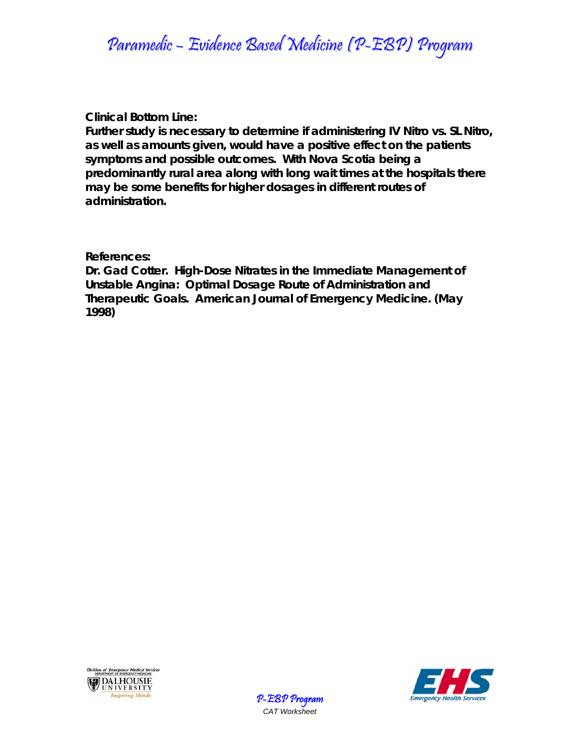**Clinical Bottom Line:**

**Further study is necessary to determine if administering IV Nitro vs. SL Nitro, as well as amounts given, would have a positive effect on the patients symptoms and possible outcomes. With Nova Scotia being a predominantly rural area along with long wait times at the hospitals there may be some benefits for higher dosages in different routes of administration.**

**References:**

**Dr. Gad Cotter. High-Dose Nitrates in the Immediate Management of Unstable Angina: Optimal Dosage Route of Administration and Therapeutic Goals. American Journal of Emergency Medicine. (May 1998)**